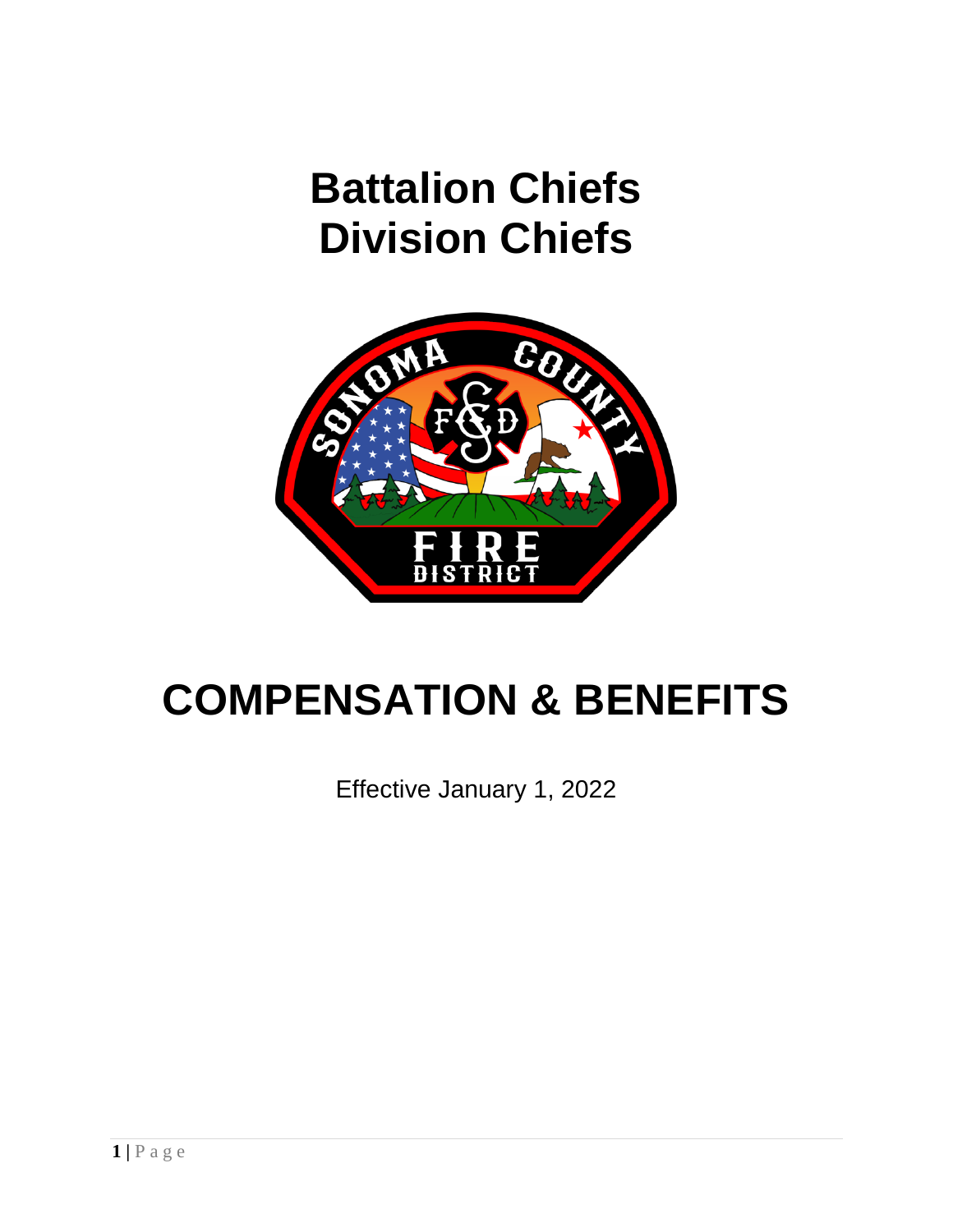# Battalion Chiefs
# Division Chiefs

# COMPENSATION & BENEFITS

Effective January 1, 2022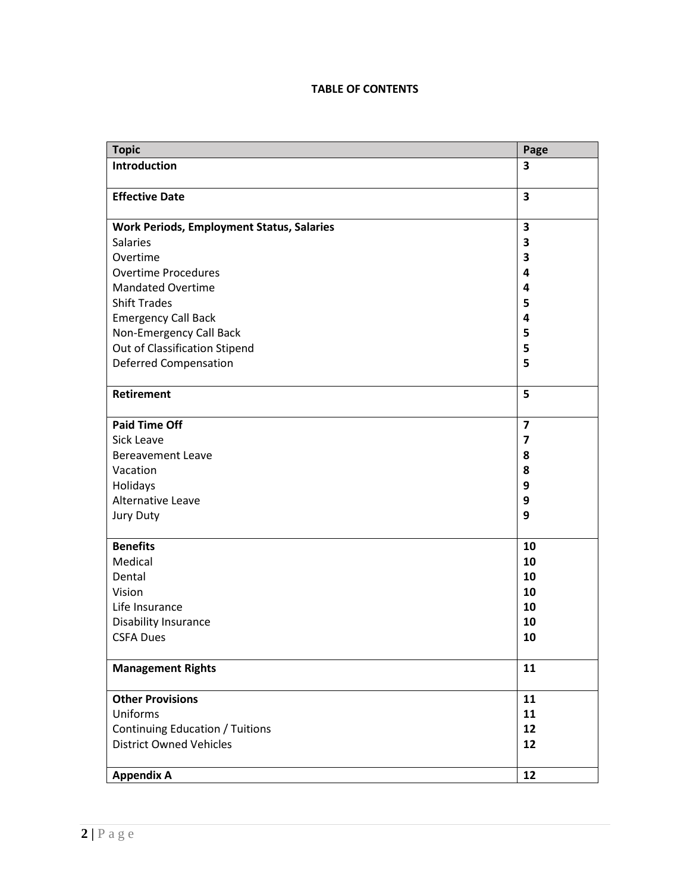**TABLE OF CONTENTS**

| Topic | Page |
|---|---|
| **Introduction** | **3** |
| **Effective Date** | **3** |
| **Work Periods, Employment Status, Salaries** | **3** |
| Salaries | **3** |
| Overtime | **3** |
| Overtime Procedures | **4** |
| Mandated Overtime | **4** |
| Shift Trades | **5** |
| Emergency Call Back | **4** |
| Non-Emergency Call Back | **5** |
| Out of Classification Stipend | **5** |
| Deferred Compensation | **5** |
| **Retirement** | **5** |
| **Paid Time Off** | **7** |
| Sick Leave | **7** |
| Bereavement Leave | **8** |
| Vacation | **8** |
| Holidays | **9** |
| Alternative Leave | **9** |
| Jury Duty | **9** |
| **Benefits** | **10** |
| Medical | **10** |
| Dental | **10** |
| Vision | **10** |
| Life Insurance | **10** |
| Disability Insurance | **10** |
| CSFA Dues | **10** |
| **Management Rights** | **11** |
| **Other Provisions** | **11** |
| Uniforms | **11** |
| Continuing Education / Tuitions | **12** |
| District Owned Vehicles | **12** |
| **Appendix A** | **12** |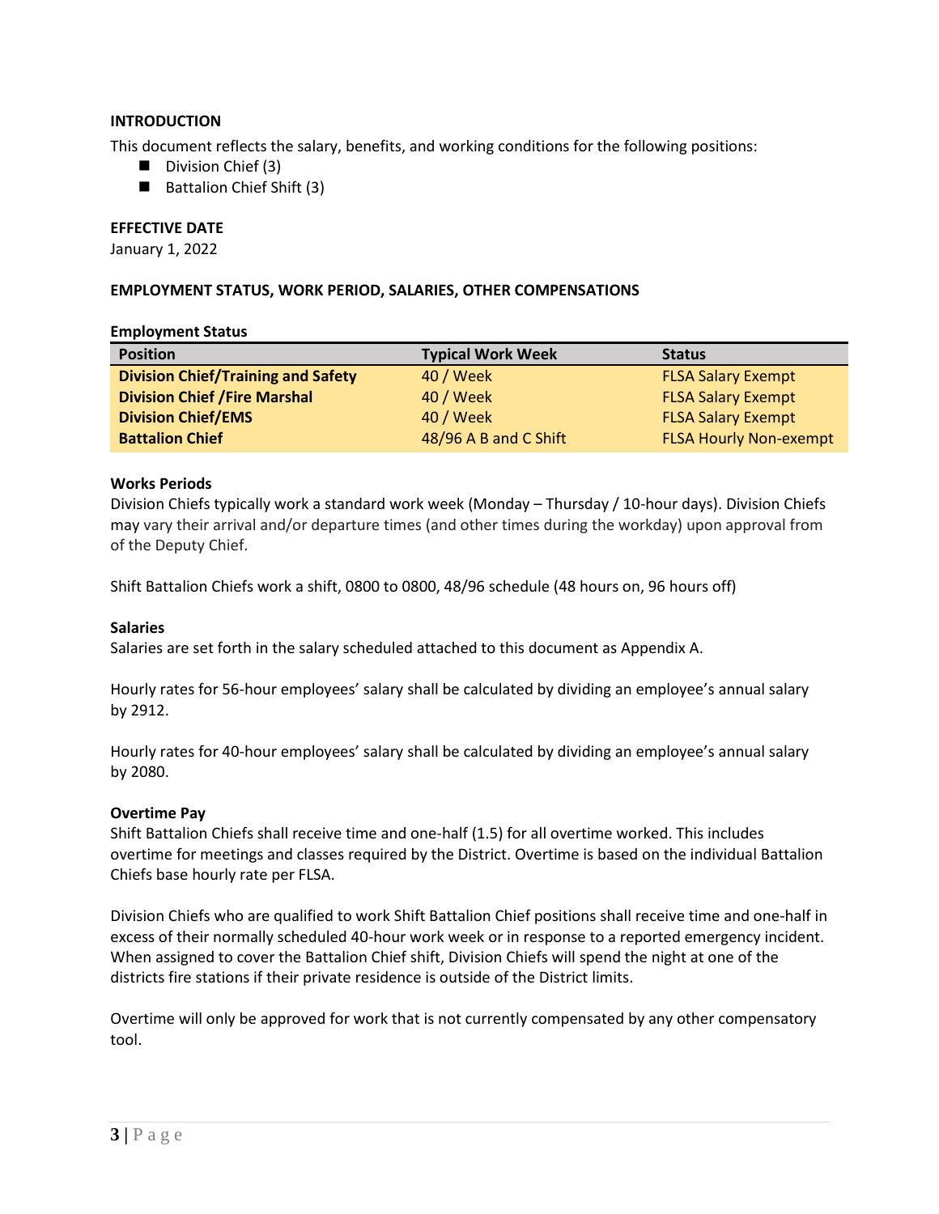## INTRODUCTION

This document reflects the salary, benefits, and working conditions for the following positions:

- Division Chief (3)
- Battalion Chief Shift (3)

## EFFECTIVE DATE

January 1, 2022

## EMPLOYMENT STATUS, WORK PERIOD, SALARIES, OTHER COMPENSATIONS

### Employment Status

| Position | Typical Work Week | Status |
|---|---|---|
| **Division Chief/Training and Safety** | 40 / Week | FLSA Salary Exempt |
| **Division Chief /Fire Marshal** | 40 / Week | FLSA Salary Exempt |
| **Division Chief/EMS** | 40 / Week | FLSA Salary Exempt |
| **Battalion Chief** | 48/96 A B and C Shift | FLSA Hourly Non-exempt |

### Works Periods

Division Chiefs typically work a standard work week (Monday – Thursday / 10-hour days). Division Chiefs may vary their arrival and/or departure times (and other times during the workday) upon approval from of the Deputy Chief.

Shift Battalion Chiefs work a shift, 0800 to 0800, 48/96 schedule (48 hours on, 96 hours off)

### Salaries

Salaries are set forth in the salary scheduled attached to this document as Appendix A.

Hourly rates for 56-hour employees' salary shall be calculated by dividing an employee's annual salary by 2912.

Hourly rates for 40-hour employees' salary shall be calculated by dividing an employee's annual salary by 2080.

### Overtime Pay

Shift Battalion Chiefs shall receive time and one-half (1.5) for all overtime worked. This includes overtime for meetings and classes required by the District. Overtime is based on the individual Battalion Chiefs base hourly rate per FLSA.

Division Chiefs who are qualified to work Shift Battalion Chief positions shall receive time and one-half in excess of their normally scheduled 40-hour work week or in response to a reported emergency incident. When assigned to cover the Battalion Chief shift, Division Chiefs will spend the night at one of the districts fire stations if their private residence is outside of the District limits.

Overtime will only be approved for work that is not currently compensated by any other compensatory tool.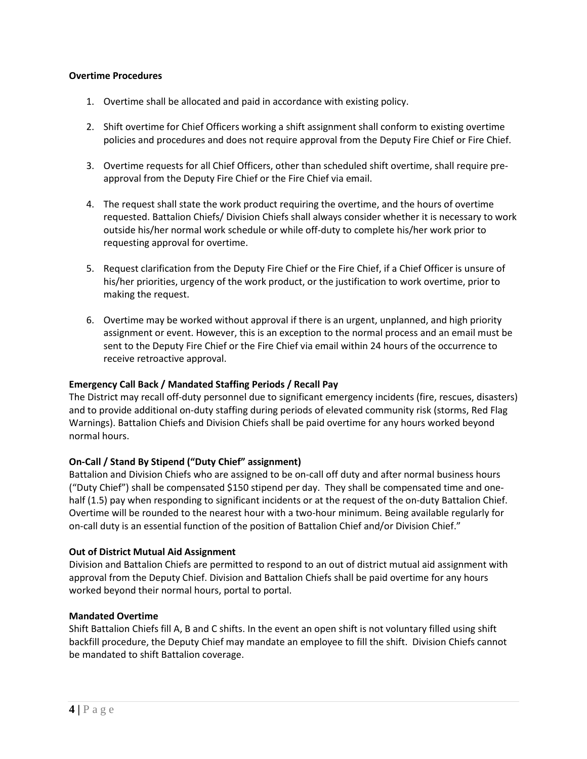**Overtime Procedures**

1. Overtime shall be allocated and paid in accordance with existing policy.

2. Shift overtime for Chief Officers working a shift assignment shall conform to existing overtime policies and procedures and does not require approval from the Deputy Fire Chief or Fire Chief.

3. Overtime requests for all Chief Officers, other than scheduled shift overtime, shall require pre-approval from the Deputy Fire Chief or the Fire Chief via email.

4. The request shall state the work product requiring the overtime, and the hours of overtime requested. Battalion Chiefs/ Division Chiefs shall always consider whether it is necessary to work outside his/her normal work schedule or while off-duty to complete his/her work prior to requesting approval for overtime.

5. Request clarification from the Deputy Fire Chief or the Fire Chief, if a Chief Officer is unsure of his/her priorities, urgency of the work product, or the justification to work overtime, prior to making the request.

6. Overtime may be worked without approval if there is an urgent, unplanned, and high priority assignment or event. However, this is an exception to the normal process and an email must be sent to the Deputy Fire Chief or the Fire Chief via email within 24 hours of the occurrence to receive retroactive approval.

**Emergency Call Back / Mandated Staffing Periods / Recall Pay**

The District may recall off-duty personnel due to significant emergency incidents (fire, rescues, disasters) and to provide additional on-duty staffing during periods of elevated community risk (storms, Red Flag Warnings). Battalion Chiefs and Division Chiefs shall be paid overtime for any hours worked beyond normal hours.

**On-Call / Stand By Stipend ("Duty Chief" assignment)**

Battalion and Division Chiefs who are assigned to be on-call off duty and after normal business hours ("Duty Chief") shall be compensated $150 stipend per day. They shall be compensated time and one-half (1.5) pay when responding to significant incidents or at the request of the on-duty Battalion Chief. Overtime will be rounded to the nearest hour with a two-hour minimum. Being available regularly for on-call duty is an essential function of the position of Battalion Chief and/or Division Chief."

**Out of District Mutual Aid Assignment**

Division and Battalion Chiefs are permitted to respond to an out of district mutual aid assignment with approval from the Deputy Chief. Division and Battalion Chiefs shall be paid overtime for any hours worked beyond their normal hours, portal to portal.

**Mandated Overtime**

Shift Battalion Chiefs fill A, B and C shifts. In the event an open shift is not voluntary filled using shift backfill procedure, the Deputy Chief may mandate an employee to fill the shift. Division Chiefs cannot be mandated to shift Battalion coverage.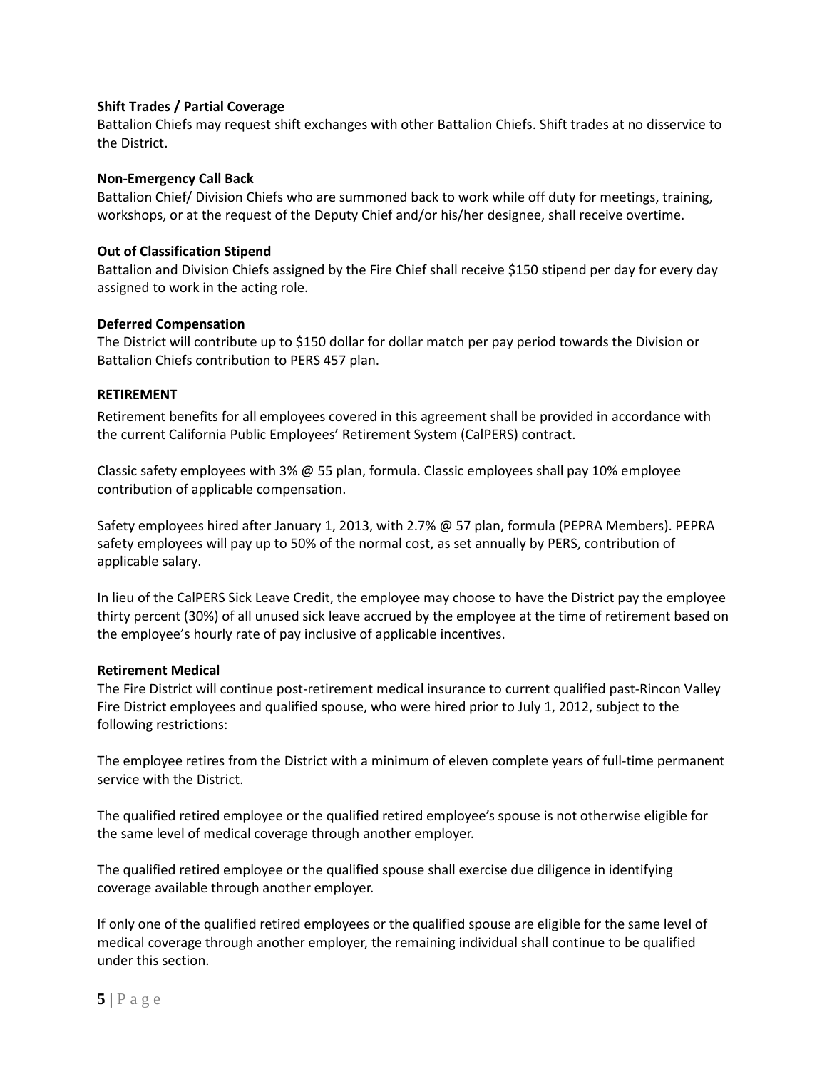**Shift Trades / Partial Coverage**
Battalion Chiefs may request shift exchanges with other Battalion Chiefs. Shift trades at no disservice to the District.

**Non-Emergency Call Back**
Battalion Chief/ Division Chiefs who are summoned back to work while off duty for meetings, training, workshops, or at the request of the Deputy Chief and/or his/her designee, shall receive overtime.

**Out of Classification Stipend**
Battalion and Division Chiefs assigned by the Fire Chief shall receive $150 stipend per day for every day assigned to work in the acting role.

**Deferred Compensation**
The District will contribute up to $150 dollar for dollar match per pay period towards the Division or Battalion Chiefs contribution to PERS 457 plan.

**RETIREMENT**

Retirement benefits for all employees covered in this agreement shall be provided in accordance with the current California Public Employees' Retirement System (CalPERS) contract.

Classic safety employees with 3% @ 55 plan, formula. Classic employees shall pay 10% employee contribution of applicable compensation.

Safety employees hired after January 1, 2013, with 2.7% @ 57 plan, formula (PEPRA Members). PEPRA safety employees will pay up to 50% of the normal cost, as set annually by PERS, contribution of applicable salary.

In lieu of the CalPERS Sick Leave Credit, the employee may choose to have the District pay the employee thirty percent (30%) of all unused sick leave accrued by the employee at the time of retirement based on the employee's hourly rate of pay inclusive of applicable incentives.

**Retirement Medical**
The Fire District will continue post-retirement medical insurance to current qualified past-Rincon Valley Fire District employees and qualified spouse, who were hired prior to July 1, 2012, subject to the following restrictions:

The employee retires from the District with a minimum of eleven complete years of full-time permanent service with the District.

The qualified retired employee or the qualified retired employee's spouse is not otherwise eligible for the same level of medical coverage through another employer.

The qualified retired employee or the qualified spouse shall exercise due diligence in identifying coverage available through another employer.

If only one of the qualified retired employees or the qualified spouse are eligible for the same level of medical coverage through another employer, the remaining individual shall continue to be qualified under this section.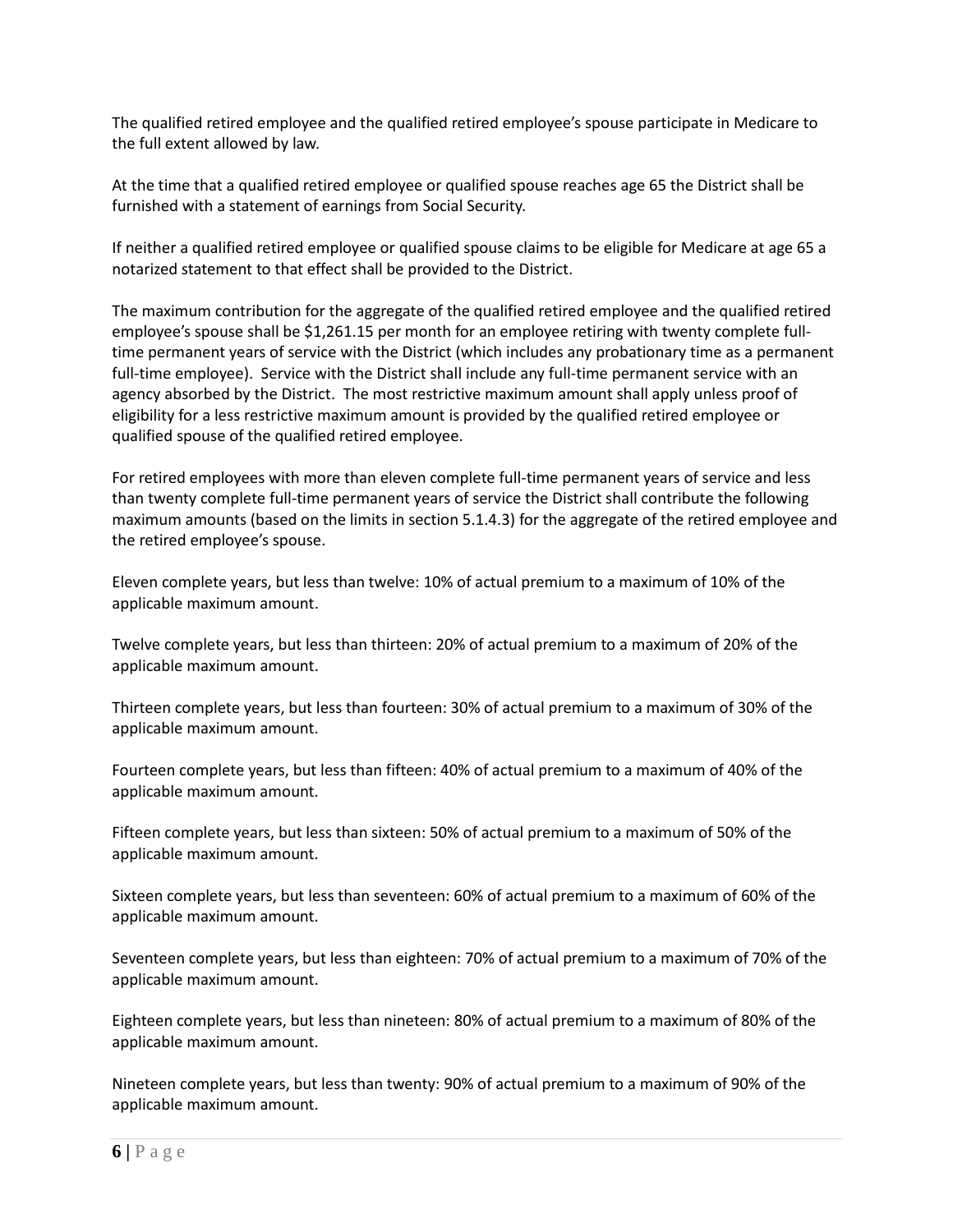The qualified retired employee and the qualified retired employee's spouse participate in Medicare to the full extent allowed by law.

At the time that a qualified retired employee or qualified spouse reaches age 65 the District shall be furnished with a statement of earnings from Social Security.

If neither a qualified retired employee or qualified spouse claims to be eligible for Medicare at age 65 a notarized statement to that effect shall be provided to the District.

The maximum contribution for the aggregate of the qualified retired employee and the qualified retired employee's spouse shall be $1,261.15 per month for an employee retiring with twenty complete full-time permanent years of service with the District (which includes any probationary time as a permanent full-time employee). Service with the District shall include any full-time permanent service with an agency absorbed by the District. The most restrictive maximum amount shall apply unless proof of eligibility for a less restrictive maximum amount is provided by the qualified retired employee or qualified spouse of the qualified retired employee.

For retired employees with more than eleven complete full-time permanent years of service and less than twenty complete full-time permanent years of service the District shall contribute the following maximum amounts (based on the limits in section 5.1.4.3) for the aggregate of the retired employee and the retired employee's spouse.

Eleven complete years, but less than twelve: 10% of actual premium to a maximum of 10% of the applicable maximum amount.

Twelve complete years, but less than thirteen: 20% of actual premium to a maximum of 20% of the applicable maximum amount.

Thirteen complete years, but less than fourteen: 30% of actual premium to a maximum of 30% of the applicable maximum amount.

Fourteen complete years, but less than fifteen: 40% of actual premium to a maximum of 40% of the applicable maximum amount.

Fifteen complete years, but less than sixteen: 50% of actual premium to a maximum of 50% of the applicable maximum amount.

Sixteen complete years, but less than seventeen: 60% of actual premium to a maximum of 60% of the applicable maximum amount.

Seventeen complete years, but less than eighteen: 70% of actual premium to a maximum of 70% of the applicable maximum amount.

Eighteen complete years, but less than nineteen: 80% of actual premium to a maximum of 80% of the applicable maximum amount.

Nineteen complete years, but less than twenty: 90% of actual premium to a maximum of 90% of the applicable maximum amount.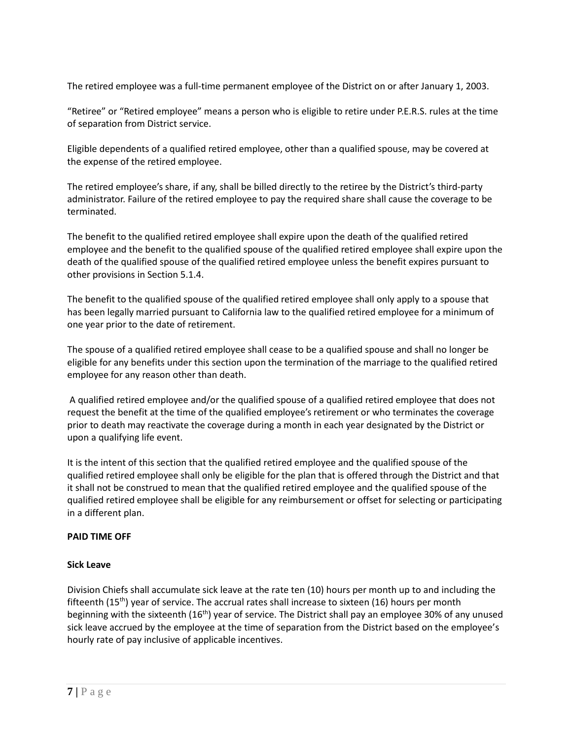The retired employee was a full-time permanent employee of the District on or after January 1, 2003.

"Retiree" or "Retired employee" means a person who is eligible to retire under P.E.R.S. rules at the time of separation from District service.

Eligible dependents of a qualified retired employee, other than a qualified spouse, may be covered at the expense of the retired employee.

The retired employee's share, if any, shall be billed directly to the retiree by the District's third-party administrator. Failure of the retired employee to pay the required share shall cause the coverage to be terminated.

The benefit to the qualified retired employee shall expire upon the death of the qualified retired employee and the benefit to the qualified spouse of the qualified retired employee shall expire upon the death of the qualified spouse of the qualified retired employee unless the benefit expires pursuant to other provisions in Section 5.1.4.

The benefit to the qualified spouse of the qualified retired employee shall only apply to a spouse that has been legally married pursuant to California law to the qualified retired employee for a minimum of one year prior to the date of retirement.

The spouse of a qualified retired employee shall cease to be a qualified spouse and shall no longer be eligible for any benefits under this section upon the termination of the marriage to the qualified retired employee for any reason other than death.

A qualified retired employee and/or the qualified spouse of a qualified retired employee that does not request the benefit at the time of the qualified employee's retirement or who terminates the coverage prior to death may reactivate the coverage during a month in each year designated by the District or upon a qualifying life event.

It is the intent of this section that the qualified retired employee and the qualified spouse of the qualified retired employee shall only be eligible for the plan that is offered through the District and that it shall not be construed to mean that the qualified retired employee and the qualified spouse of the qualified retired employee shall be eligible for any reimbursement or offset for selecting or participating in a different plan.

**PAID TIME OFF**

**Sick Leave**

Division Chiefs shall accumulate sick leave at the rate ten (10) hours per month up to and including the fifteenth (15th) year of service. The accrual rates shall increase to sixteen (16) hours per month beginning with the sixteenth (16th) year of service. The District shall pay an employee 30% of any unused sick leave accrued by the employee at the time of separation from the District based on the employee's hourly rate of pay inclusive of applicable incentives.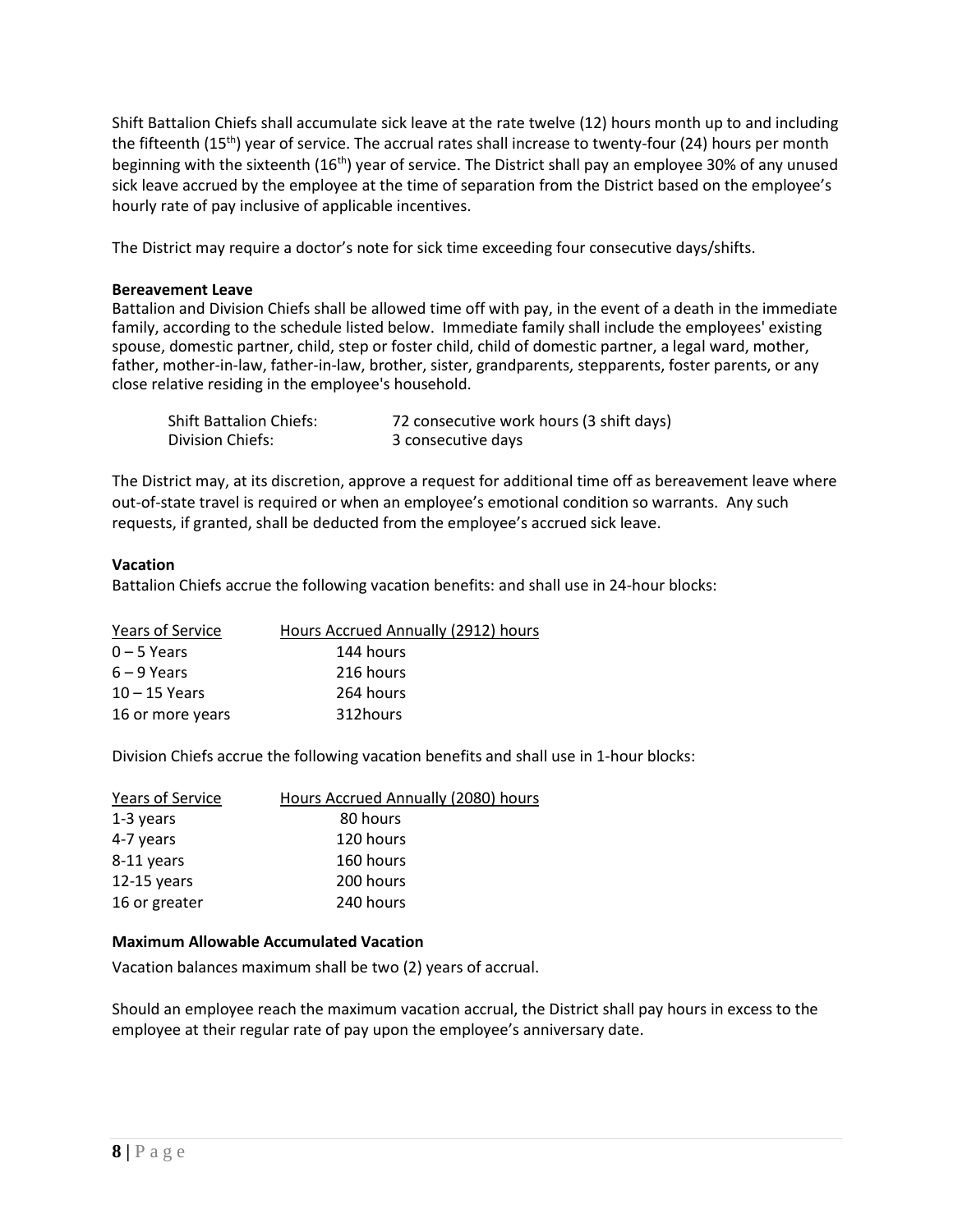Shift Battalion Chiefs shall accumulate sick leave at the rate twelve (12) hours month up to and including the fifteenth (15th) year of service. The accrual rates shall increase to twenty-four (24) hours per month beginning with the sixteenth (16th) year of service. The District shall pay an employee 30% of any unused sick leave accrued by the employee at the time of separation from the District based on the employee's hourly rate of pay inclusive of applicable incentives.

The District may require a doctor's note for sick time exceeding four consecutive days/shifts.

**Bereavement Leave**

Battalion and Division Chiefs shall be allowed time off with pay, in the event of a death in the immediate family, according to the schedule listed below. Immediate family shall include the employees' existing spouse, domestic partner, child, step or foster child, child of domestic partner, a legal ward, mother, father, mother-in-law, father-in-law, brother, sister, grandparents, stepparents, foster parents, or any close relative residing in the employee's household.

| | |
|---|---|
| Shift Battalion Chiefs: | 72 consecutive work hours (3 shift days) |
| Division Chiefs: | 3 consecutive days |

The District may, at its discretion, approve a request for additional time off as bereavement leave where out-of-state travel is required or when an employee's emotional condition so warrants. Any such requests, if granted, shall be deducted from the employee's accrued sick leave.

**Vacation**

Battalion Chiefs accrue the following vacation benefits: and shall use in 24-hour blocks:

| Years of Service | Hours Accrued Annually (2912) hours |
|---|---|
| 0 – 5 Years | 144 hours |
| 6 – 9 Years | 216 hours |
| 10 – 15 Years | 264 hours |
| 16 or more years | 312hours |

Division Chiefs accrue the following vacation benefits and shall use in 1-hour blocks:

| Years of Service | Hours Accrued Annually (2080) hours |
|---|---|
| 1-3 years | 80 hours |
| 4-7 years | 120 hours |
| 8-11 years | 160 hours |
| 12-15 years | 200 hours |
| 16 or greater | 240 hours |

**Maximum Allowable Accumulated Vacation**

Vacation balances maximum shall be two (2) years of accrual.

Should an employee reach the maximum vacation accrual, the District shall pay hours in excess to the employee at their regular rate of pay upon the employee's anniversary date.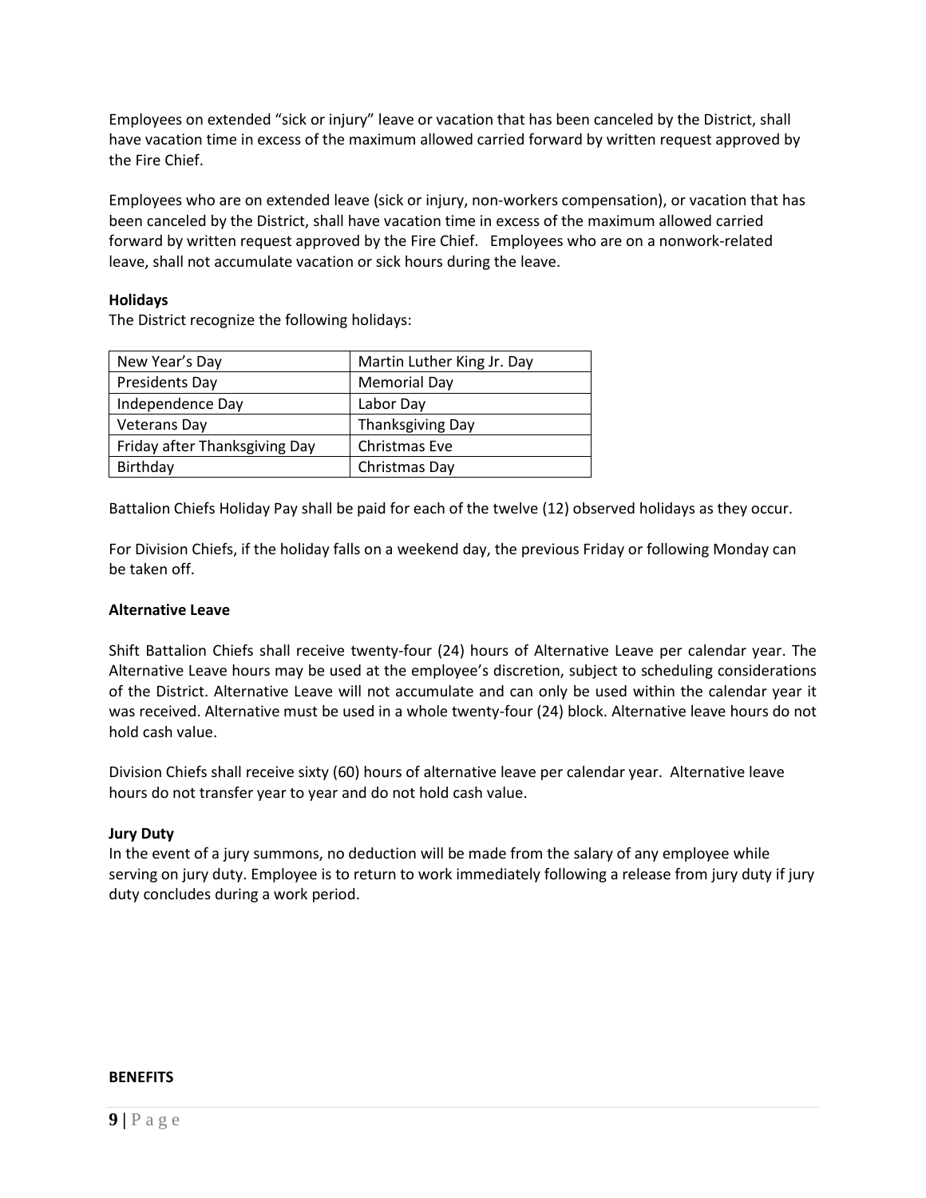Employees on extended "sick or injury" leave or vacation that has been canceled by the District, shall have vacation time in excess of the maximum allowed carried forward by written request approved by the Fire Chief.

Employees who are on extended leave (sick or injury, non-workers compensation), or vacation that has been canceled by the District, shall have vacation time in excess of the maximum allowed carried forward by written request approved by the Fire Chief. Employees who are on a nonwork-related leave, shall not accumulate vacation or sick hours during the leave.

**Holidays**

The District recognize the following holidays:

| New Year's Day | Martin Luther King Jr. Day |
|---|---|
| Presidents Day | Memorial Day |
| Independence Day | Labor Day |
| Veterans Day | Thanksgiving Day |
| Friday after Thanksgiving Day | Christmas Eve |
| Birthday | Christmas Day |

Battalion Chiefs Holiday Pay shall be paid for each of the twelve (12) observed holidays as they occur.

For Division Chiefs, if the holiday falls on a weekend day, the previous Friday or following Monday can be taken off.

**Alternative Leave**

Shift Battalion Chiefs shall receive twenty-four (24) hours of Alternative Leave per calendar year. The Alternative Leave hours may be used at the employee's discretion, subject to scheduling considerations of the District. Alternative Leave will not accumulate and can only be used within the calendar year it was received. Alternative must be used in a whole twenty-four (24) block. Alternative leave hours do not hold cash value.

Division Chiefs shall receive sixty (60) hours of alternative leave per calendar year. Alternative leave hours do not transfer year to year and do not hold cash value.

**Jury Duty**

In the event of a jury summons, no deduction will be made from the salary of any employee while serving on jury duty. Employee is to return to work immediately following a release from jury duty if jury duty concludes during a work period.

**BENEFITS**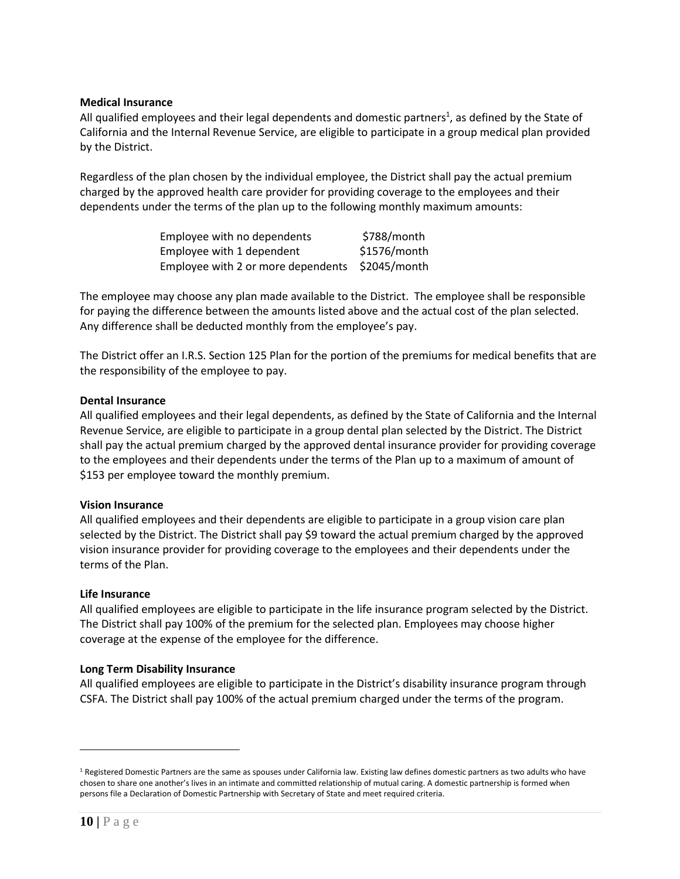**Medical Insurance**

All qualified employees and their legal dependents and domestic partners[1], as defined by the State of California and the Internal Revenue Service, are eligible to participate in a group medical plan provided by the District.

Regardless of the plan chosen by the individual employee, the District shall pay the actual premium charged by the approved health care provider for providing coverage to the employees and their dependents under the terms of the plan up to the following monthly maximum amounts:

| | |
|---|---|
| Employee with no dependents | $788/month |
| Employee with 1 dependent | $1576/month |
| Employee with 2 or more dependents | $2045/month |

The employee may choose any plan made available to the District. The employee shall be responsible for paying the difference between the amounts listed above and the actual cost of the plan selected. Any difference shall be deducted monthly from the employee's pay.

The District offer an I.R.S. Section 125 Plan for the portion of the premiums for medical benefits that are the responsibility of the employee to pay.

**Dental Insurance**

All qualified employees and their legal dependents, as defined by the State of California and the Internal Revenue Service, are eligible to participate in a group dental plan selected by the District. The District shall pay the actual premium charged by the approved dental insurance provider for providing coverage to the employees and their dependents under the terms of the Plan up to a maximum of amount of $153 per employee toward the monthly premium.

**Vision Insurance**

All qualified employees and their dependents are eligible to participate in a group vision care plan selected by the District. The District shall pay $9 toward the actual premium charged by the approved vision insurance provider for providing coverage to the employees and their dependents under the terms of the Plan.

**Life Insurance**

All qualified employees are eligible to participate in the life insurance program selected by the District. The District shall pay 100% of the premium for the selected plan. Employees may choose higher coverage at the expense of the employee for the difference.

**Long Term Disability Insurance**

All qualified employees are eligible to participate in the District's disability insurance program through CSFA. The District shall pay 100% of the actual premium charged under the terms of the program.

---

[1] Registered Domestic Partners are the same as spouses under California law. Existing law defines domestic partners as two adults who have chosen to share one another's lives in an intimate and committed relationship of mutual caring. A domestic partnership is formed when persons file a Declaration of Domestic Partnership with Secretary of State and meet required criteria.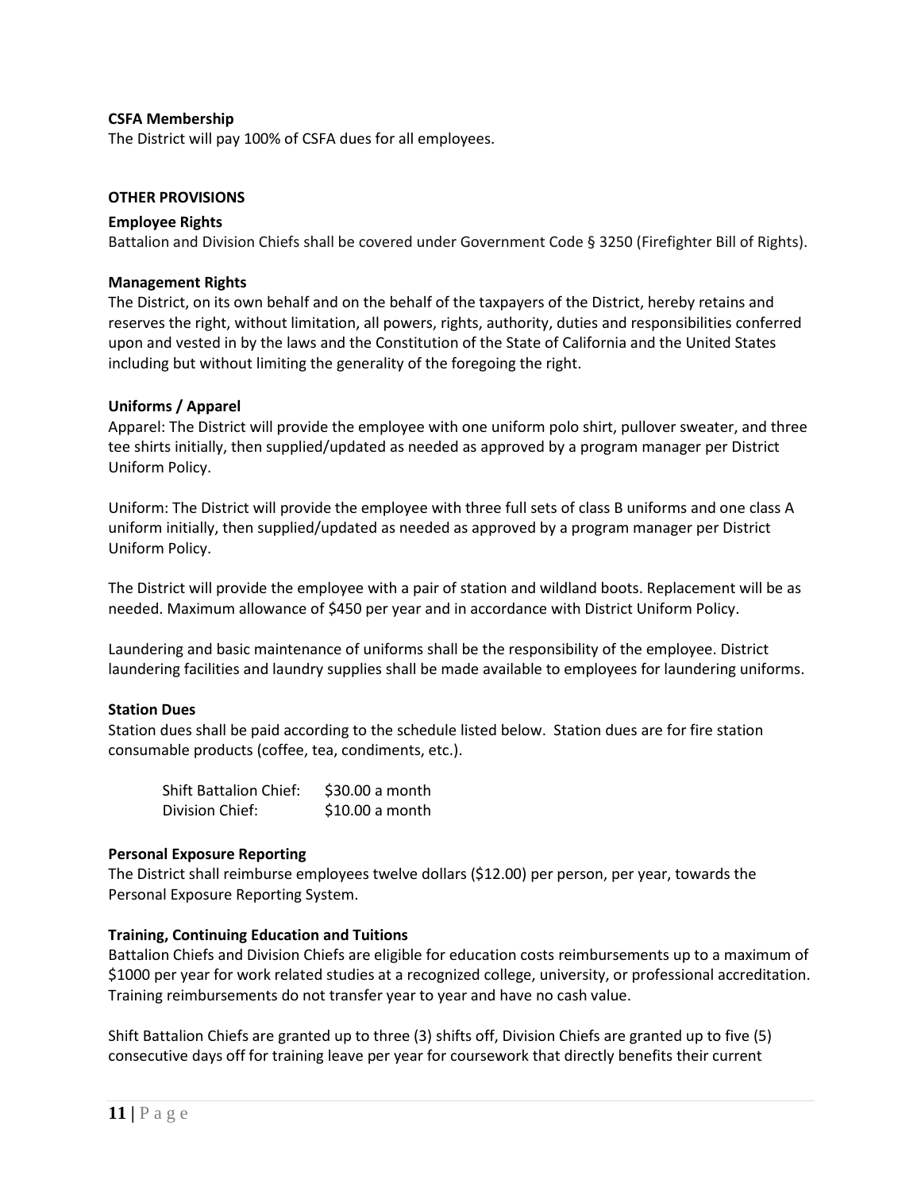**CSFA Membership**

The District will pay 100% of CSFA dues for all employees.

**OTHER PROVISIONS**

**Employee Rights**

Battalion and Division Chiefs shall be covered under Government Code § 3250 (Firefighter Bill of Rights).

**Management Rights**

The District, on its own behalf and on the behalf of the taxpayers of the District, hereby retains and reserves the right, without limitation, all powers, rights, authority, duties and responsibilities conferred upon and vested in by the laws and the Constitution of the State of California and the United States including but without limiting the generality of the foregoing the right.

**Uniforms / Apparel**

Apparel: The District will provide the employee with one uniform polo shirt, pullover sweater, and three tee shirts initially, then supplied/updated as needed as approved by a program manager per District Uniform Policy.

Uniform: The District will provide the employee with three full sets of class B uniforms and one class A uniform initially, then supplied/updated as needed as approved by a program manager per District Uniform Policy.

The District will provide the employee with a pair of station and wildland boots. Replacement will be as needed. Maximum allowance of $450 per year and in accordance with District Uniform Policy.

Laundering and basic maintenance of uniforms shall be the responsibility of the employee. District laundering facilities and laundry supplies shall be made available to employees for laundering uniforms.

**Station Dues**

Station dues shall be paid according to the schedule listed below. Station dues are for fire station consumable products (coffee, tea, condiments, etc.).

| | |
|---|---|
| Shift Battalion Chief: | $30.00 a month |
| Division Chief: | $10.00 a month |

**Personal Exposure Reporting**

The District shall reimburse employees twelve dollars ($12.00) per person, per year, towards the Personal Exposure Reporting System.

**Training, Continuing Education and Tuitions**

Battalion Chiefs and Division Chiefs are eligible for education costs reimbursements up to a maximum of $1000 per year for work related studies at a recognized college, university, or professional accreditation. Training reimbursements do not transfer year to year and have no cash value.

Shift Battalion Chiefs are granted up to three (3) shifts off, Division Chiefs are granted up to five (5) consecutive days off for training leave per year for coursework that directly benefits their current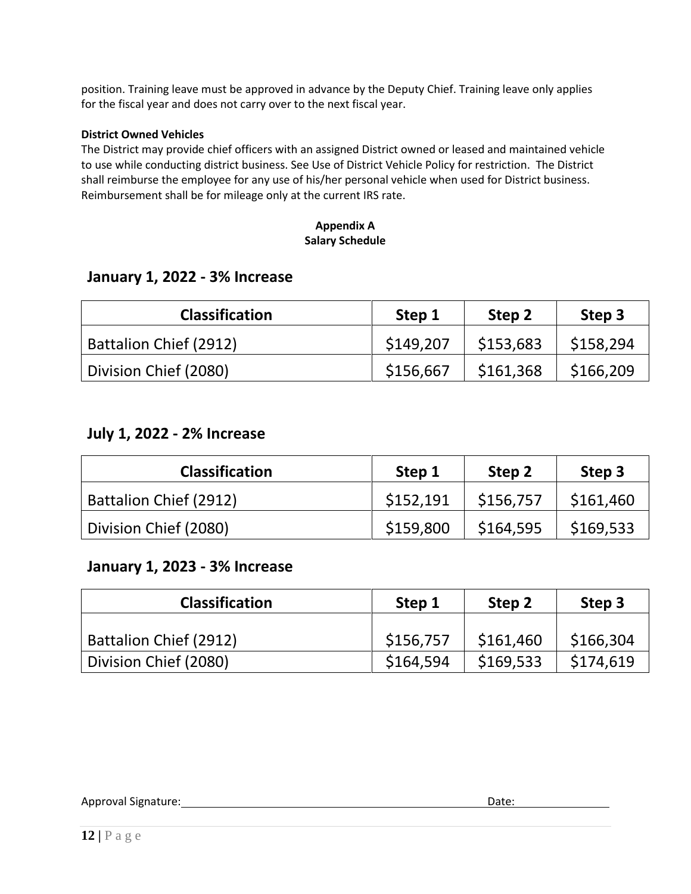position. Training leave must be approved in advance by the Deputy Chief. Training leave only applies for the fiscal year and does not carry over to the next fiscal year.

**District Owned Vehicles**

The District may provide chief officers with an assigned District owned or leased and maintained vehicle to use while conducting district business. See Use of District Vehicle Policy for restriction. The District shall reimburse the employee for any use of his/her personal vehicle when used for District business. Reimbursement shall be for mileage only at the current IRS rate.

**Appendix A**
**Salary Schedule**

## January 1, 2022 - 3% Increase

| Classification | Step 1 | Step 2 | Step 3 |
|---|---|---|---|
| Battalion Chief (2912) | $149,207 | $153,683 | $158,294 |
| Division Chief (2080) | $156,667 | $161,368 | $166,209 |

## July 1, 2022 - 2% Increase

| Classification | Step 1 | Step 2 | Step 3 |
|---|---|---|---|
| Battalion Chief (2912) | $152,191 | $156,757 | $161,460 |
| Division Chief (2080) | $159,800 | $164,595 | $169,533 |

## January 1, 2023 - 3% Increase

| Classification | Step 1 | Step 2 | Step 3 |
|---|---|---|---|
| Battalion Chief (2912) | $156,757 | $161,460 | $166,304 |
| Division Chief (2080) | $164,594 | $169,533 | $174,619 |

Approval Signature:______________________________ Date:______________